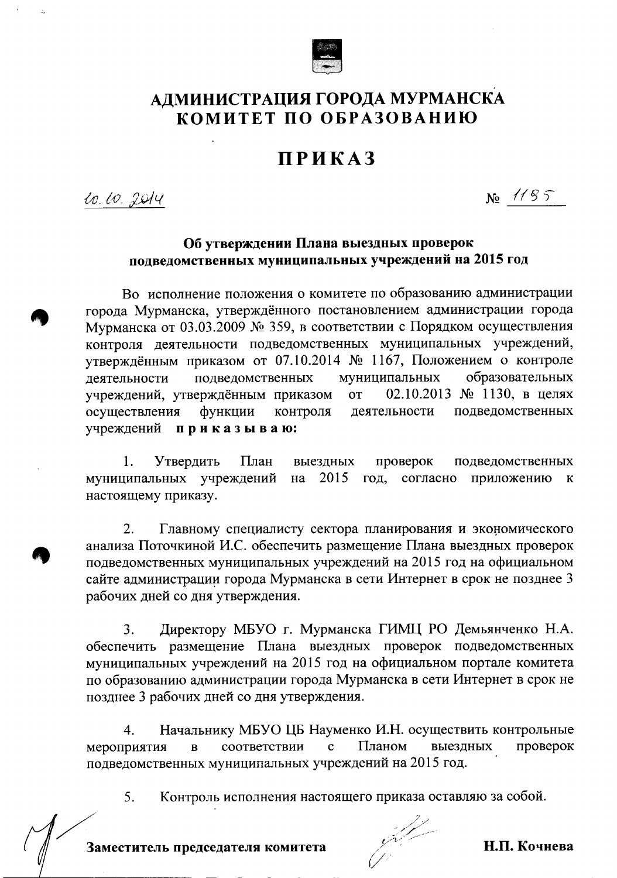# АДМИНИСТРАЦИЯ ГОРОДА МУРМАНСКА
# КОМИТЕТ ПО ОБРАЗОВАНИЮ

## ПРИКАЗ

10.10.2014 № 1185

**Об утверждении Плана выездных проверок подведомственных муниципальных учреждений на 2015 год**

Во исполнение положения о комитете по образованию администрации города Мурманска, утверждённого постановлением администрации города Мурманска от 03.03.2009 № 359, в соответствии с Порядком осуществления контроля деятельности подведомственных муниципальных учреждений, утверждённым приказом от 07.10.2014 № 1167, Положением о контроле деятельности подведомственных муниципальных образовательных учреждений, утверждённым приказом от 02.10.2013 № 1130, в целях осуществления функции контроля деятельности подведомственных учреждений **п р и к а з ы в а ю:**

1. Утвердить План выездных проверок подведомственных муниципальных учреждений на 2015 год, согласно приложению к настоящему приказу.

2. Главному специалисту сектора планирования и экономического анализа Поточкиной И.С. обеспечить размещение Плана выездных проверок подведомственных муниципальных учреждений на 2015 год на официальном сайте администрации города Мурманска в сети Интернет в срок не позднее 3 рабочих дней со дня утверждения.

3. Директору МБУО г. Мурманска ГИМЦ РО Демьянченко Н.А. обеспечить размещение Плана выездных проверок подведомственных муниципальных учреждений на 2015 год на официальном портале комитета по образованию администрации города Мурманска в сети Интернет в срок не позднее 3 рабочих дней со дня утверждения.

4. Начальнику МБУО ЦБ Науменко И.Н. осуществить контрольные мероприятия в соответствии с Планом выездных проверок подведомственных муниципальных учреждений на 2015 год.

5. Контроль исполнения настоящего приказа оставляю за собой.

**Заместитель председателя комитета** **Н.П. Кочнева**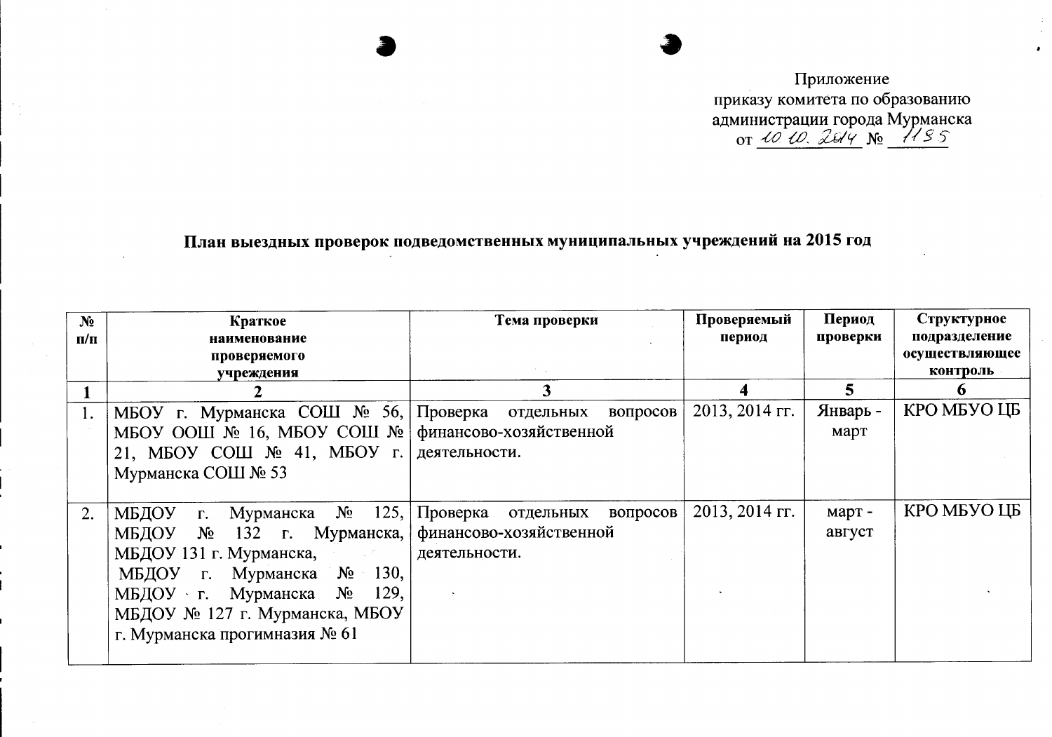Приложение
приказу комитета по образованию
администрации города Мурманска
от 10.10.2014 № 1155

## План выездных проверок подведомственных муниципальных учреждений на 2015 год

| № п/п | Краткое наименование проверяемого учреждения | Тема проверки | Проверяемый период | Период проверки | Структурное подразделение осуществляющее контроль |
|---|---|---|---|---|---|
| 1 | 2 | 3 | 4 | 5 | 6 |
| 1. | МБОУ г. Мурманска СОШ № 56, МБОУ ООШ № 16, МБОУ СОШ № 21, МБОУ СОШ № 41, МБОУ г. Мурманска СОШ № 53 | Проверка отдельных вопросов финансово-хозяйственной деятельности. | 2013, 2014 гг. | Январь - март | КРО МБУО ЦБ |
| 2. | МБДОУ г. Мурманска № 125, МБДОУ № 132 г. Мурманска, МБДОУ 131 г. Мурманска, МБДОУ г. Мурманска № 130, МБДОУ г. Мурманска № 129, МБДОУ № 127 г. Мурманска, МБОУ г. Мурманска прогимназия № 61 | Проверка отдельных вопросов финансово-хозяйственной деятельности. | 2013, 2014 гг. | март - август | КРО МБУО ЦБ |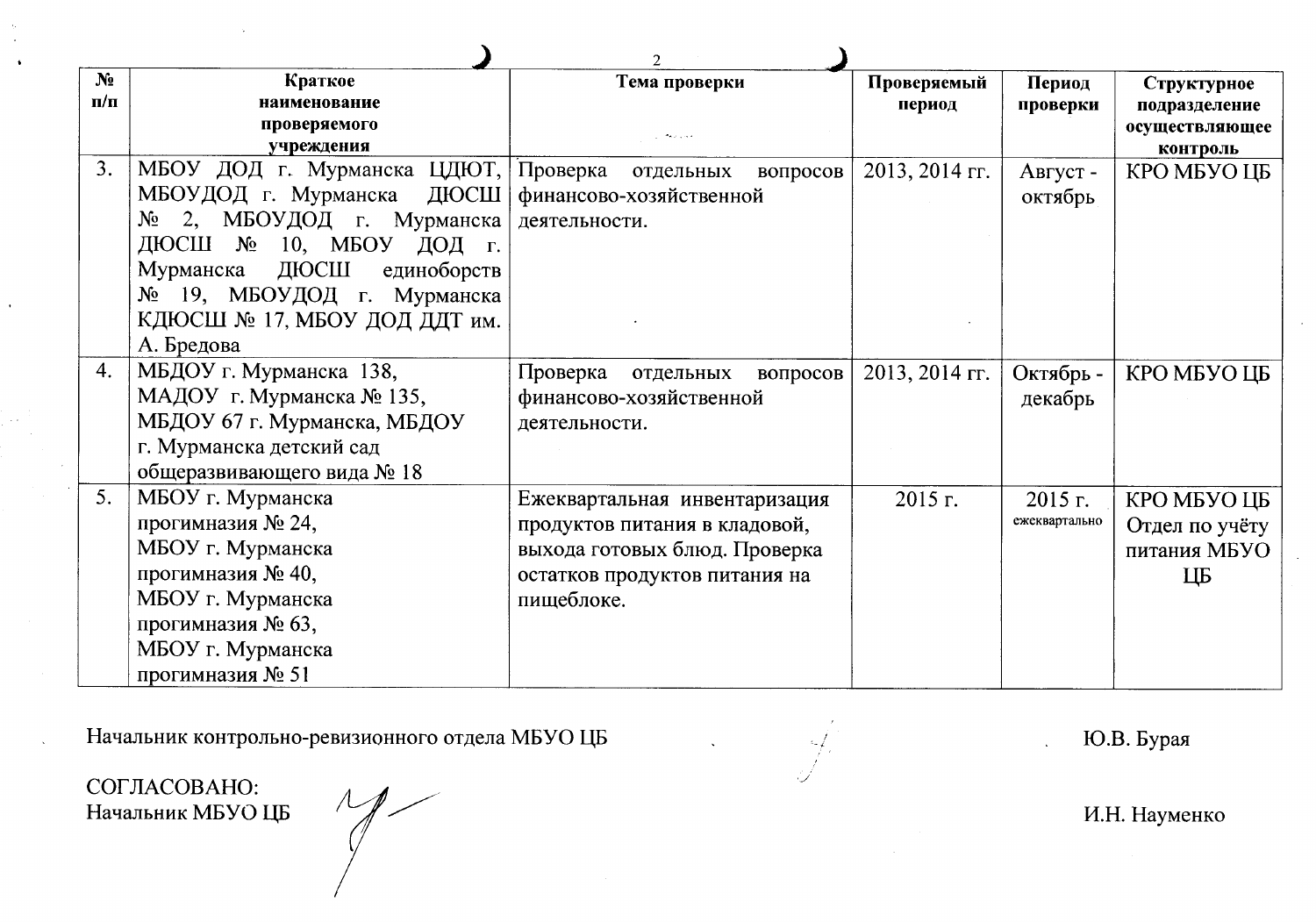| № п/п | Краткое наименование проверяемого учреждения | Тема проверки | Проверяемый период | Период проверки | Структурное подразделение осуществляющее контроль |
|---|---|---|---|---|---|
| 3. | МБОУ ДОД г. Мурманска ЦДЮТ, МБОУДОД г. Мурманска ДЮСШ № 2, МБОУДОД г. Мурманска ДЮСШ № 10, МБОУ ДОД г. Мурманска ДЮСШ единоборств № 19, МБОУДОД г. Мурманска КДЮСШ № 17, МБОУ ДОД ДДТ им. А. Бредова | Проверка отдельных вопросов финансово-хозяйственной деятельности. | 2013, 2014 гг. | Август - октябрь | КРО МБУО ЦБ |
| 4. | МБДОУ г. Мурманска 138, МАДОУ г. Мурманска № 135, МБДОУ 67 г. Мурманска, МБДОУ г. Мурманска детский сад общеразвивающего вида № 18 | Проверка отдельных вопросов финансово-хозяйственной деятельности. | 2013, 2014 гг. | Октябрь - декабрь | КРО МБУО ЦБ |
| 5. | МБОУ г. Мурманска прогимназия № 24, МБОУ г. Мурманска прогимназия № 40, МБОУ г. Мурманска прогимназия № 63, МБОУ г. Мурманска прогимназия № 51 | Ежеквартальная инвентаризация продуктов питания в кладовой, выхода готовых блюд. Проверка остатков продуктов питания на пищеблоке. | 2015 г. | 2015 г. ежеквартально | КРО МБУО ЦБ Отдел по учёту питания МБУО ЦБ |

Начальник контрольно-ревизионного отдела МБУО ЦБ Ю.В. Бурая

СОГЛАСОВАНО:
Начальник МБУО ЦБ И.Н. Науменко